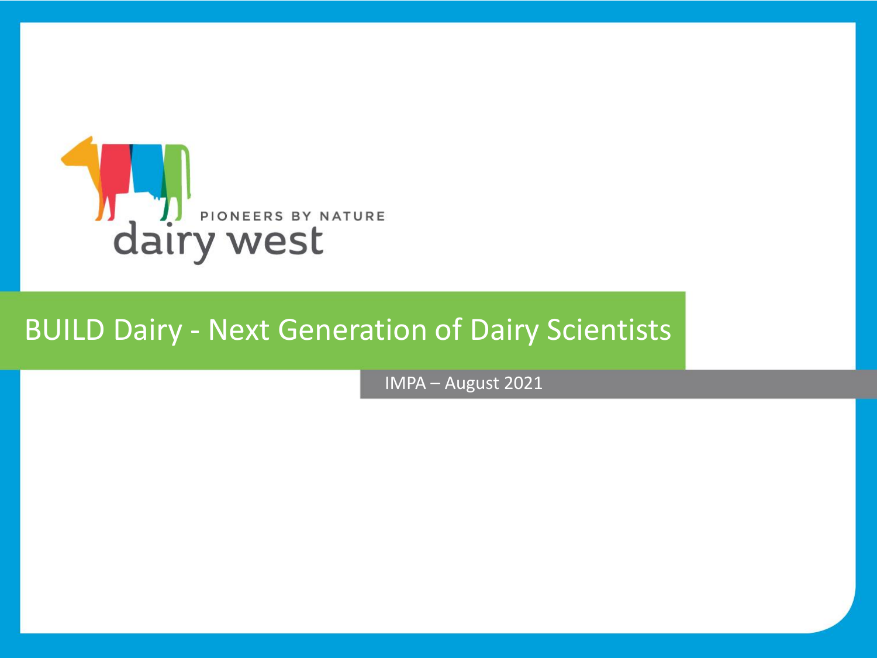PIONEERS BY NATURE

dairy west

# BUILD Dairy - Next Generation of Dairy Scientists

IMPA – August 2021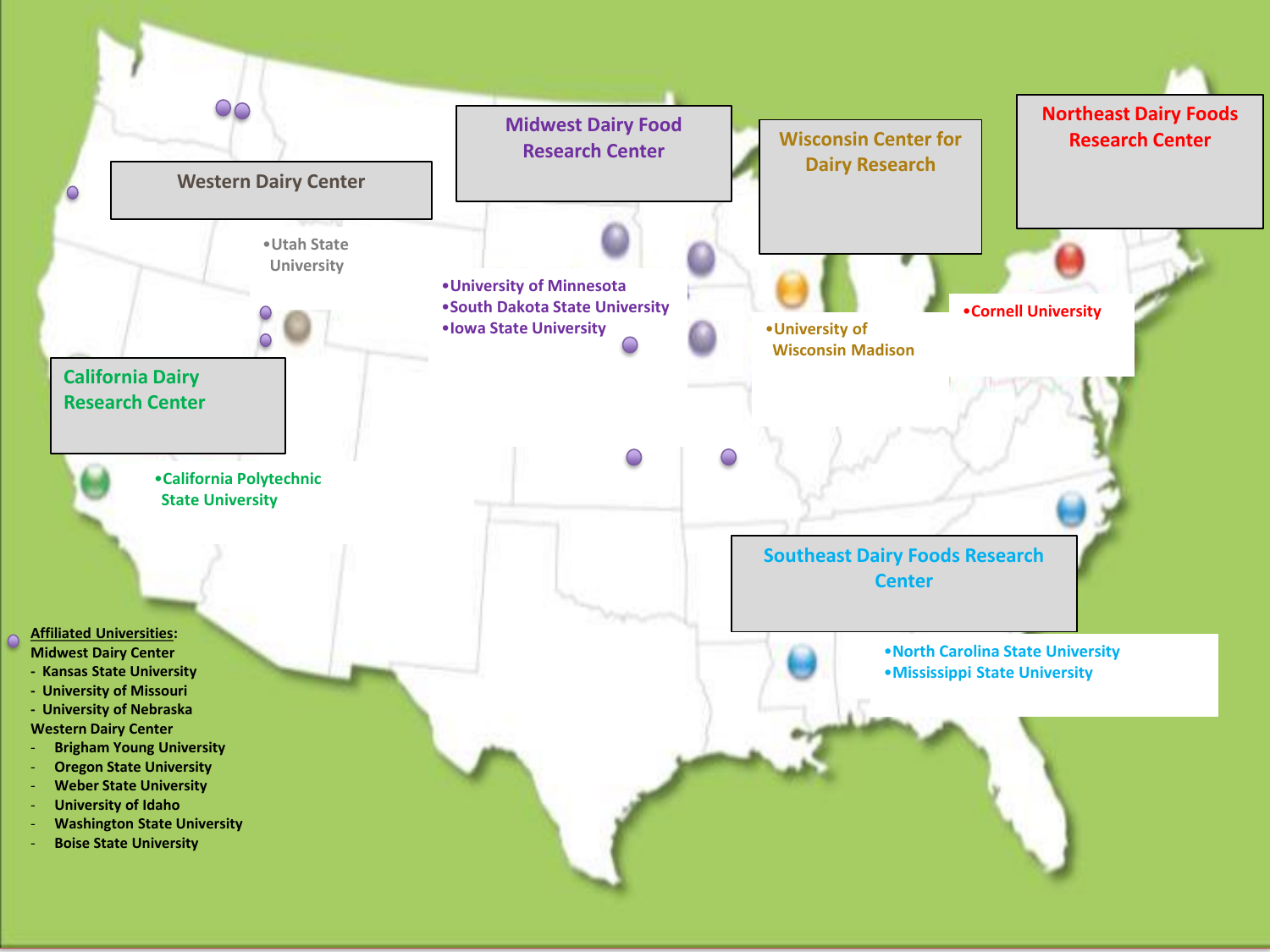## Western Dairy Center

- Utah State University

## Midwest Dairy Food Research Center

- University of Minnesota
- South Dakota State University
- Iowa State University

## Wisconsin Center for Dairy Research

- University of Wisconsin Madison

## Northeast Dairy Foods Research Center

- Cornell University

## California Dairy Research Center

- California Polytechnic State University

## Southeast Dairy Foods Research Center

- North Carolina State University
- Mississippi State University

**Affiliated Universities:**

**Midwest Dairy Center**

- Kansas State University
- University of Missouri
- University of Nebraska

**Western Dairy Center**

- Brigham Young University
- Oregon State University
- Weber State University
- University of Idaho
- Washington State University
- Boise State University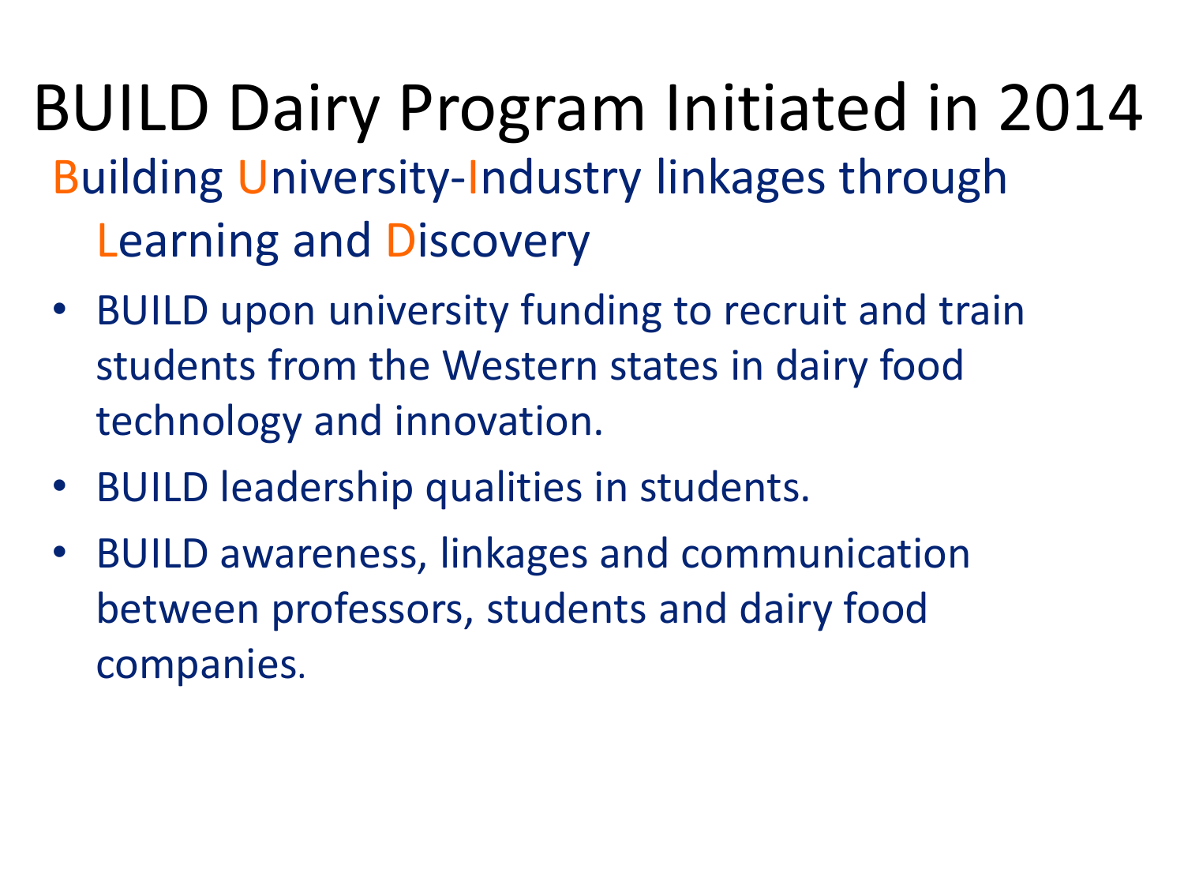# BUILD Dairy Program Initiated in 2014

Building University-Industry linkages through Learning and Discovery

- BUILD upon university funding to recruit and train students from the Western states in dairy food technology and innovation.
- BUILD leadership qualities in students.
- BUILD awareness, linkages and communication between professors, students and dairy food companies.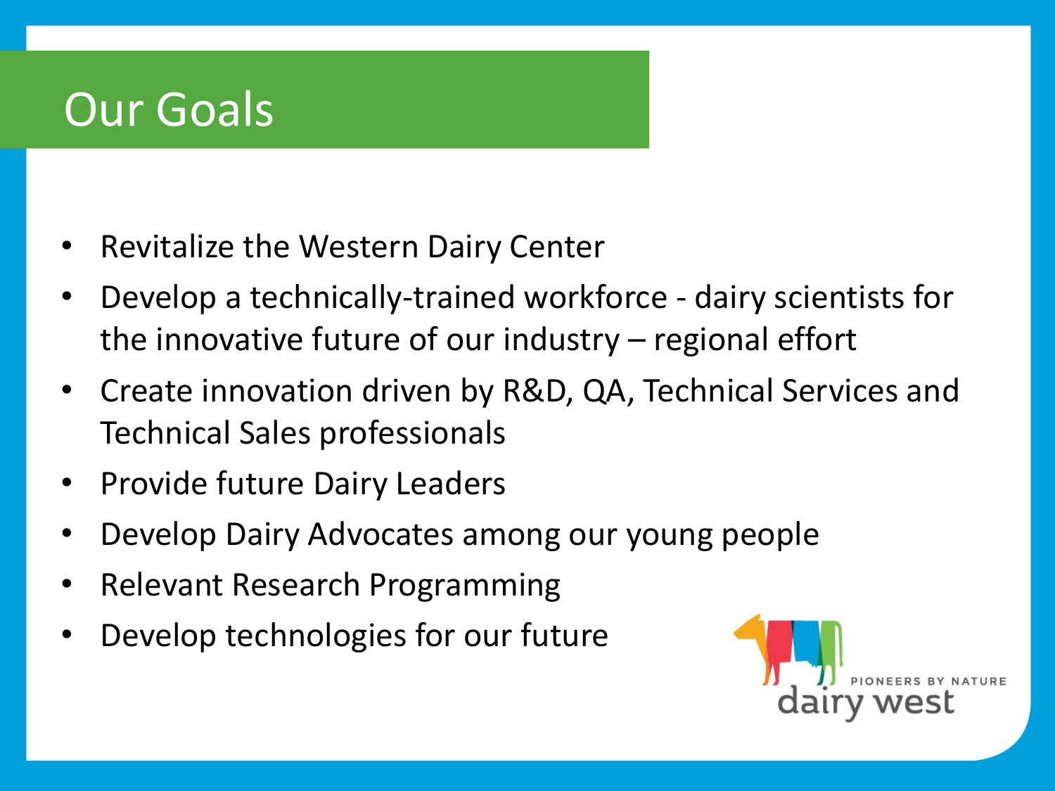# Our Goals

- Revitalize the Western Dairy Center
- Develop a technically-trained workforce - dairy scientists for the innovative future of our industry – regional effort
- Create innovation driven by R&D, QA, Technical Services and Technical Sales professionals
- Provide future Dairy Leaders
- Develop Dairy Advocates among our young people
- Relevant Research Programming
- Develop technologies for our future

PIONEERS BY NATURE
dairy west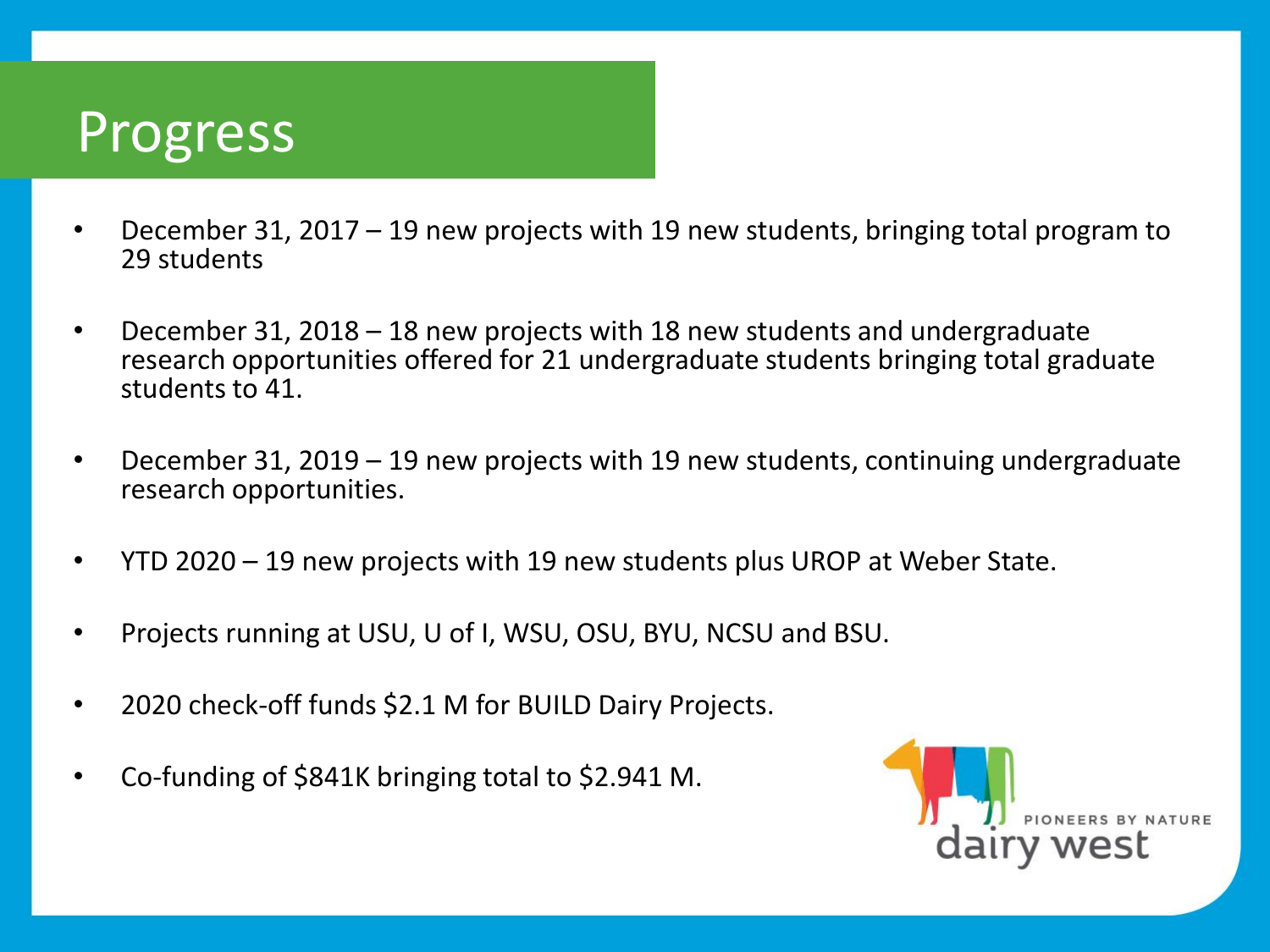# Progress

- December 31, 2017 – 19 new projects with 19 new students, bringing total program to 29 students
- December 31, 2018 – 18 new projects with 18 new students and undergraduate research opportunities offered for 21 undergraduate students bringing total graduate students to 41.
- December 31, 2019 – 19 new projects with 19 new students, continuing undergraduate research opportunities.
- YTD 2020 – 19 new projects with 19 new students plus UROP at Weber State.
- Projects running at USU, U of I, WSU, OSU, BYU, NCSU and BSU.
- 2020 check-off funds $2.1 M for BUILD Dairy Projects.
- Co-funding of $841K bringing total to $2.941 M.

PIONEERS BY NATURE
dairy west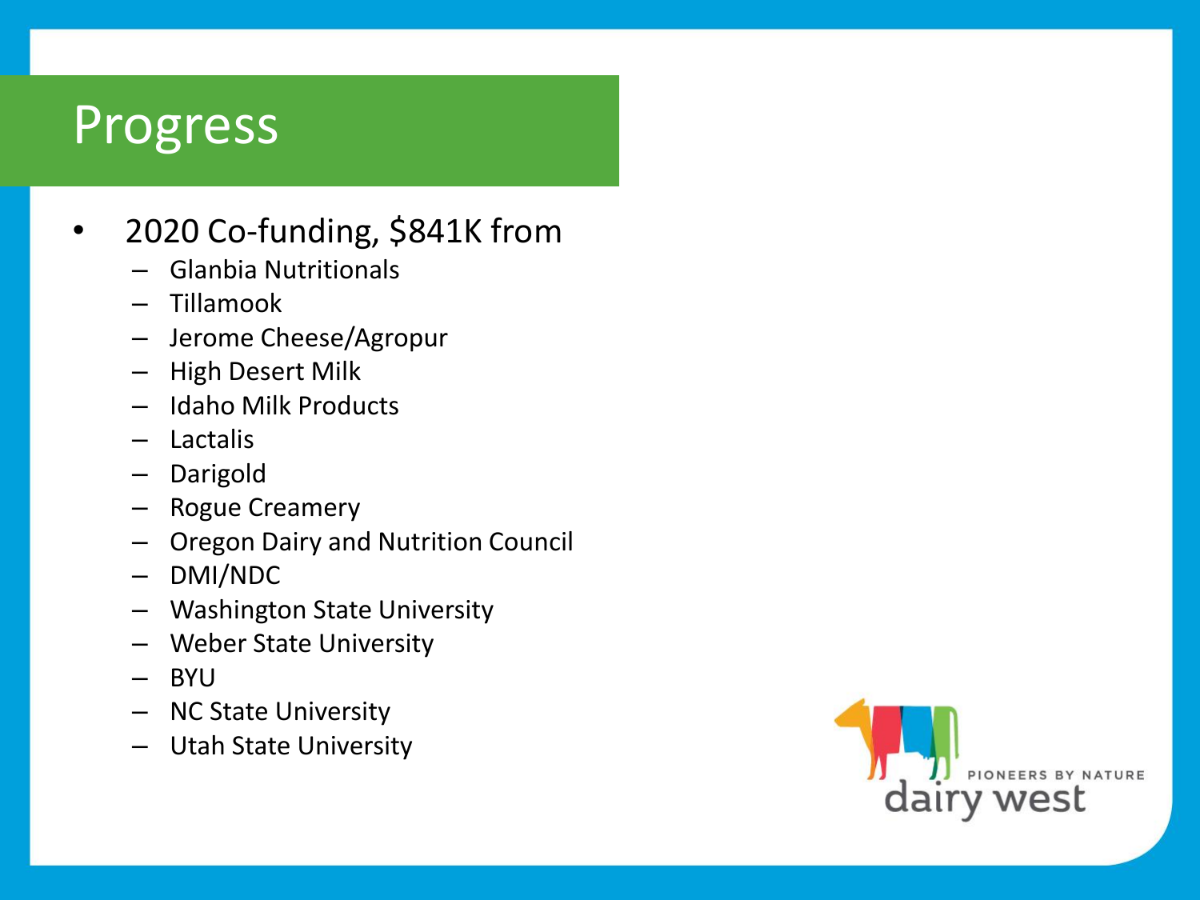# Progress

- 2020 Co-funding, $841K from
  - Glanbia Nutritionals
  - Tillamook
  - Jerome Cheese/Agropur
  - High Desert Milk
  - Idaho Milk Products
  - Lactalis
  - Darigold
  - Rogue Creamery
  - Oregon Dairy and Nutrition Council
  - DMI/NDC
  - Washington State University
  - Weber State University
  - BYU
  - NC State University
  - Utah State University

PIONEERS BY NATURE
dairy west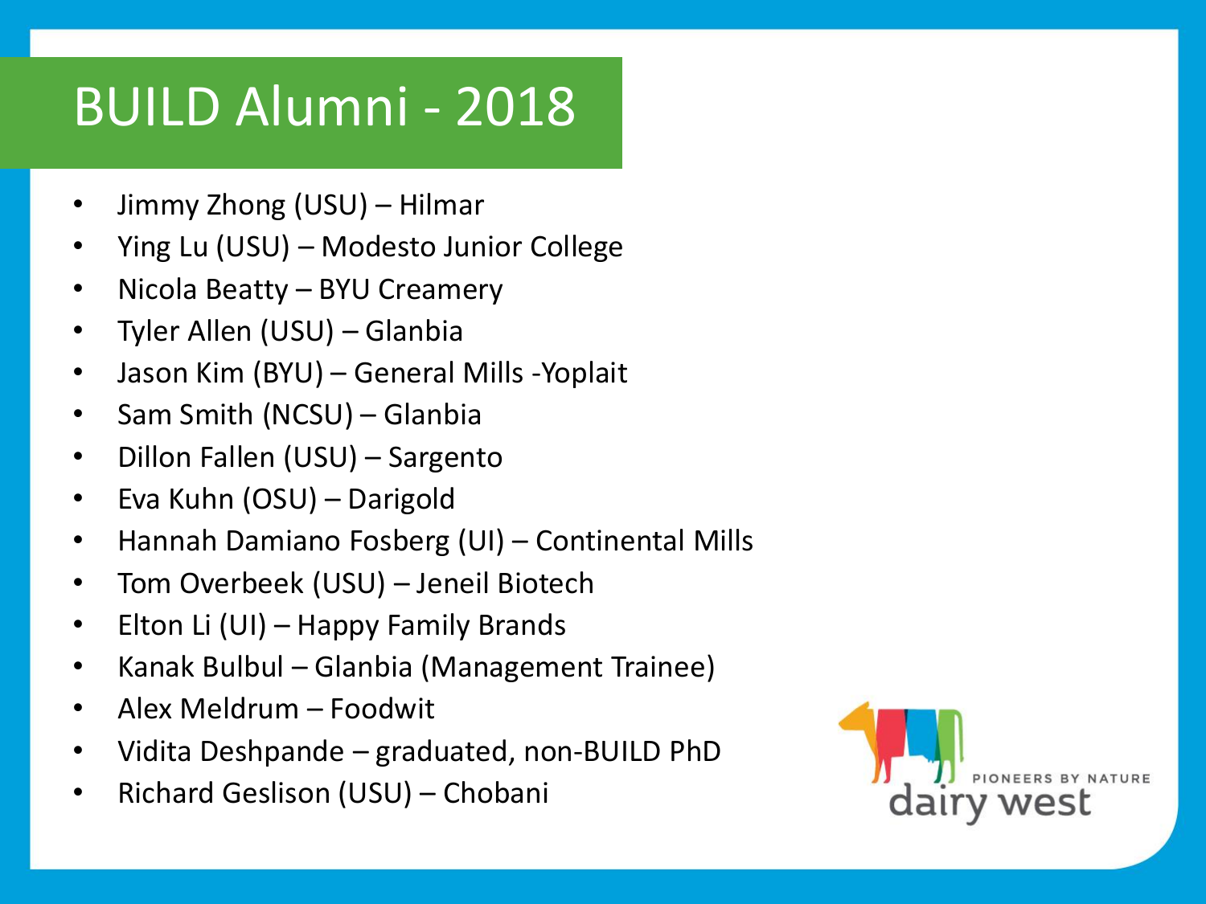# BUILD Alumni - 2018

- Jimmy Zhong (USU) – Hilmar
- Ying Lu (USU) – Modesto Junior College
- Nicola Beatty – BYU Creamery
- Tyler Allen (USU) – Glanbia
- Jason Kim (BYU) – General Mills -Yoplait
- Sam Smith (NCSU) – Glanbia
- Dillon Fallen (USU) – Sargento
- Eva Kuhn (OSU) – Darigold
- Hannah Damiano Fosberg (UI) – Continental Mills
- Tom Overbeek (USU) – Jeneil Biotech
- Elton Li (UI) – Happy Family Brands
- Kanak Bulbul – Glanbia (Management Trainee)
- Alex Meldrum – Foodwit
- Vidita Deshpande – graduated, non-BUILD PhD
- Richard Geslison (USU) – Chobani

PIONEERS BY NATURE
dairy west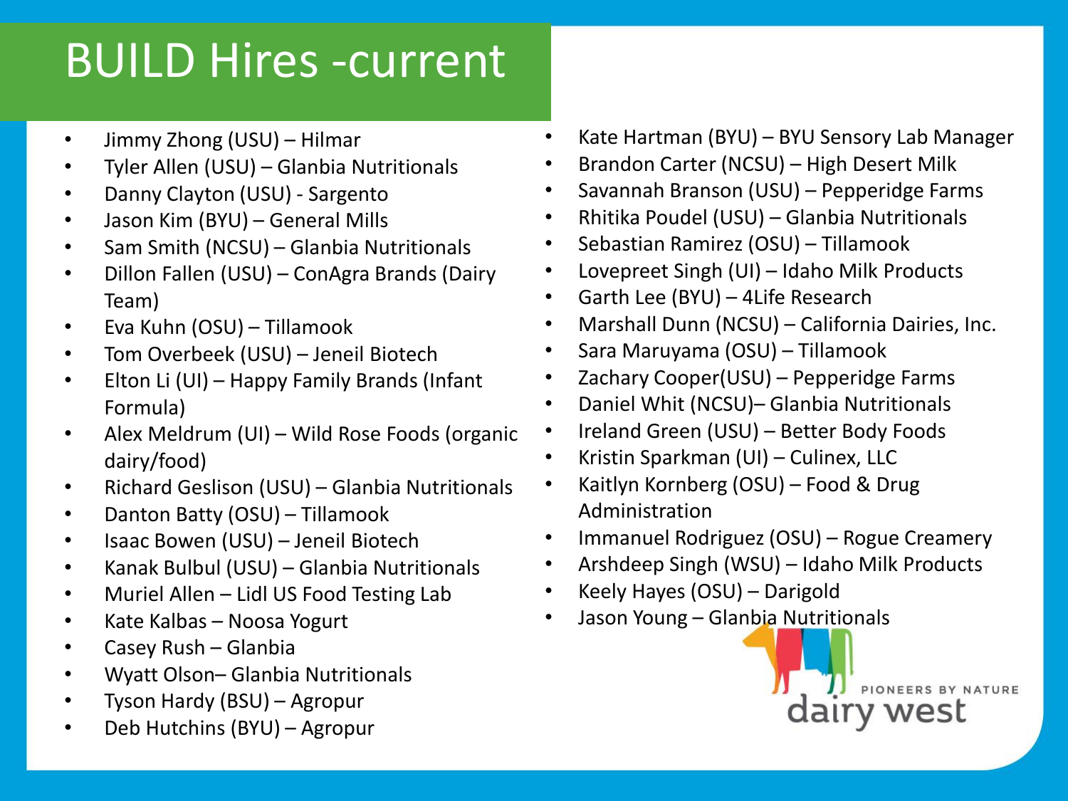# BUILD Hires -current

- Jimmy Zhong (USU) – Hilmar
- Tyler Allen (USU) – Glanbia Nutritionals
- Danny Clayton (USU) - Sargento
- Jason Kim (BYU) – General Mills
- Sam Smith (NCSU) – Glanbia Nutritionals
- Dillon Fallen (USU) – ConAgra Brands (Dairy Team)
- Eva Kuhn (OSU) – Tillamook
- Tom Overbeek (USU) – Jeneil Biotech
- Elton Li (UI) – Happy Family Brands (Infant Formula)
- Alex Meldrum (UI) – Wild Rose Foods (organic dairy/food)
- Richard Geslison (USU) – Glanbia Nutritionals
- Danton Batty (OSU) – Tillamook
- Isaac Bowen (USU) – Jeneil Biotech
- Kanak Bulbul (USU) – Glanbia Nutritionals
- Muriel Allen – Lidl US Food Testing Lab
- Kate Kalbas – Noosa Yogurt
- Casey Rush – Glanbia
- Wyatt Olson– Glanbia Nutritionals
- Tyson Hardy (BSU) – Agropur
- Deb Hutchins (BYU) – Agropur
- Kate Hartman (BYU) – BYU Sensory Lab Manager
- Brandon Carter (NCSU) – High Desert Milk
- Savannah Branson (USU) – Pepperidge Farms
- Rhitika Poudel (USU) – Glanbia Nutritionals
- Sebastian Ramirez (OSU) – Tillamook
- Lovepreet Singh (UI) – Idaho Milk Products
- Garth Lee (BYU) – 4Life Research
- Marshall Dunn (NCSU) – California Dairies, Inc.
- Sara Maruyama (OSU) – Tillamook
- Zachary Cooper(USU) – Pepperidge Farms
- Daniel Whit (NCSU)– Glanbia Nutritionals
- Ireland Green (USU) – Better Body Foods
- Kristin Sparkman (UI) – Culinex, LLC
- Kaitlyn Kornberg (OSU) – Food & Drug Administration
- Immanuel Rodriguez (OSU) – Rogue Creamery
- Arshdeep Singh (WSU) – Idaho Milk Products
- Keely Hayes (OSU) – Darigold
- Jason Young – Glanbia Nutritionals

PIONEERS BY NATURE
dairy west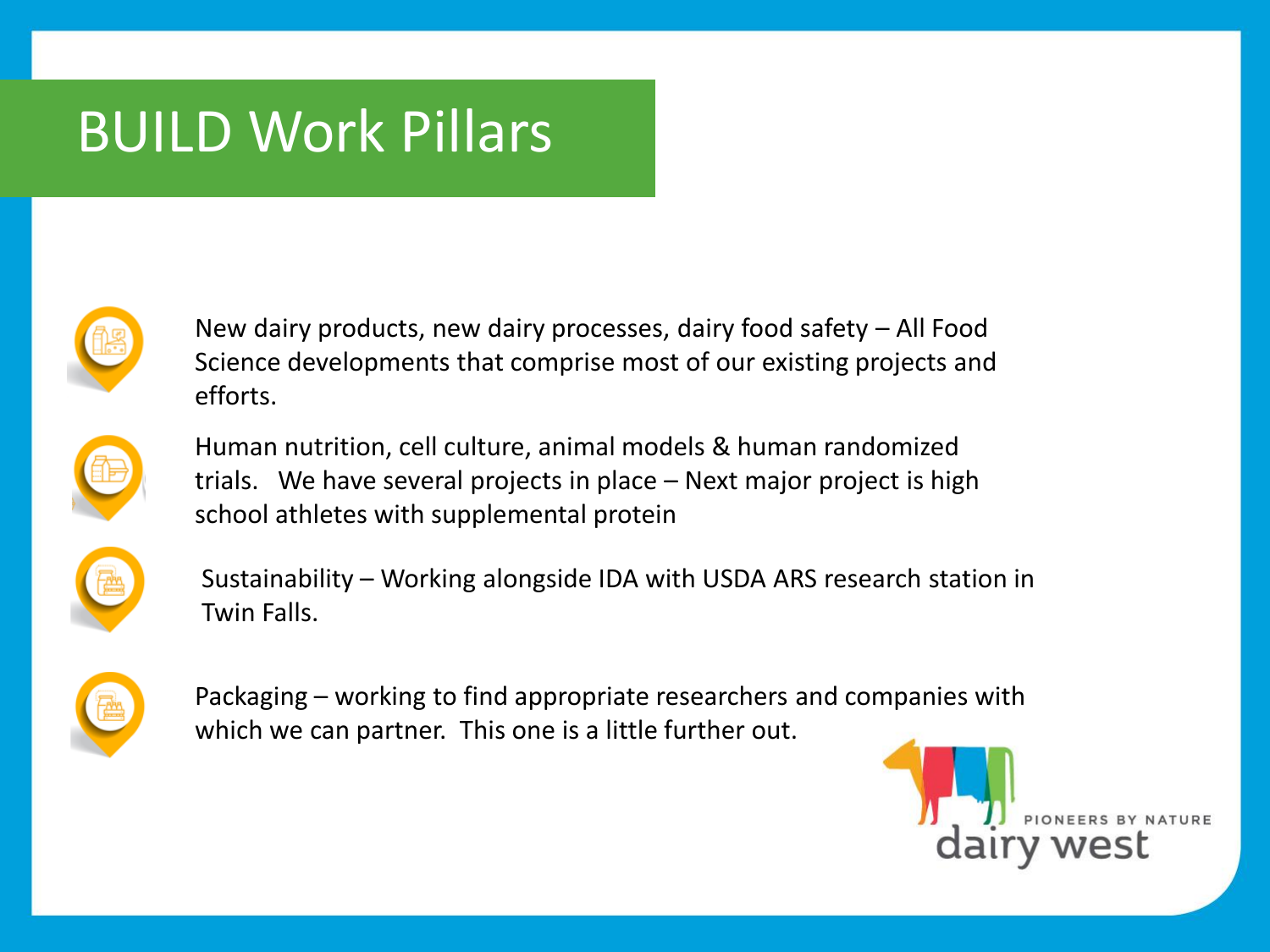# BUILD Work Pillars

- New dairy products, new dairy processes, dairy food safety – All Food Science developments that comprise most of our existing projects and efforts.
- Human nutrition, cell culture, animal models & human randomized trials. We have several projects in place – Next major project is high school athletes with supplemental protein
- Sustainability – Working alongside IDA with USDA ARS research station in Twin Falls.
- Packaging – working to find appropriate researchers and companies with which we can partner. This one is a little further out.

PIONEERS BY NATURE
dairy west